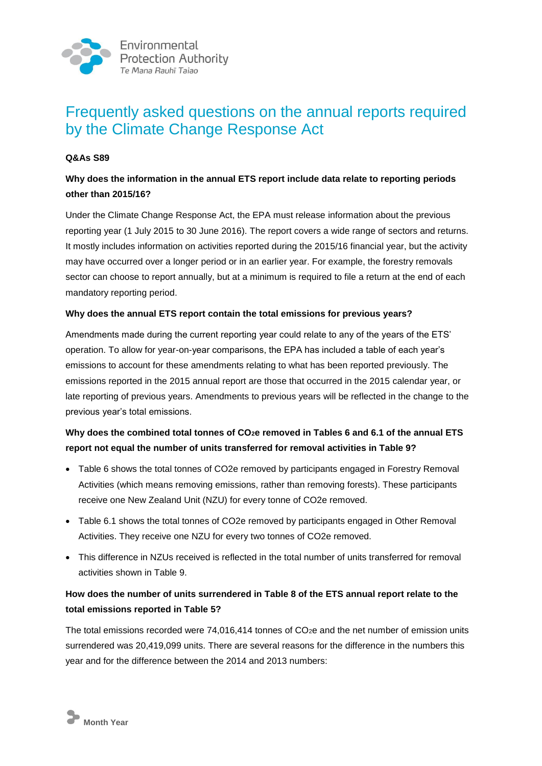Environmental Protection Authority
*Te Mana Rauhī Taiao*

# Frequently asked questions on the annual reports required by the Climate Change Response Act

**Q&As S89**

**Why does the information in the annual ETS report include data relate to reporting periods other than 2015/16?**

Under the Climate Change Response Act, the EPA must release information about the previous reporting year (1 July 2015 to 30 June 2016). The report covers a wide range of sectors and returns. It mostly includes information on activities reported during the 2015/16 financial year, but the activity may have occurred over a longer period or in an earlier year. For example, the forestry removals sector can choose to report annually, but at a minimum is required to file a return at the end of each mandatory reporting period.

**Why does the annual ETS report contain the total emissions for previous years?**

Amendments made during the current reporting year could relate to any of the years of the ETS' operation. To allow for year-on-year comparisons, the EPA has included a table of each year's emissions to account for these amendments relating to what has been reported previously. The emissions reported in the 2015 annual report are those that occurred in the 2015 calendar year, or late reporting of previous years. Amendments to previous years will be reflected in the change to the previous year's total emissions.

**Why does the combined total tonnes of $CO_2e$ removed in Tables 6 and 6.1 of the annual ETS report not equal the number of units transferred for removal activities in Table 9?**

- Table 6 shows the total tonnes of CO2e removed by participants engaged in Forestry Removal Activities (which means removing emissions, rather than removing forests). These participants receive one New Zealand Unit (NZU) for every tonne of CO2e removed.
- Table 6.1 shows the total tonnes of CO2e removed by participants engaged in Other Removal Activities. They receive one NZU for every two tonnes of CO2e removed.
- This difference in NZUs received is reflected in the total number of units transferred for removal activities shown in Table 9.

**How does the number of units surrendered in Table 8 of the ETS annual report relate to the total emissions reported in Table 5?**

The total emissions recorded were 74,016,414 tonnes of $CO_2e$ and the net number of emission units surrendered was 20,419,099 units. There are several reasons for the difference in the numbers this year and for the difference between the 2014 and 2013 numbers: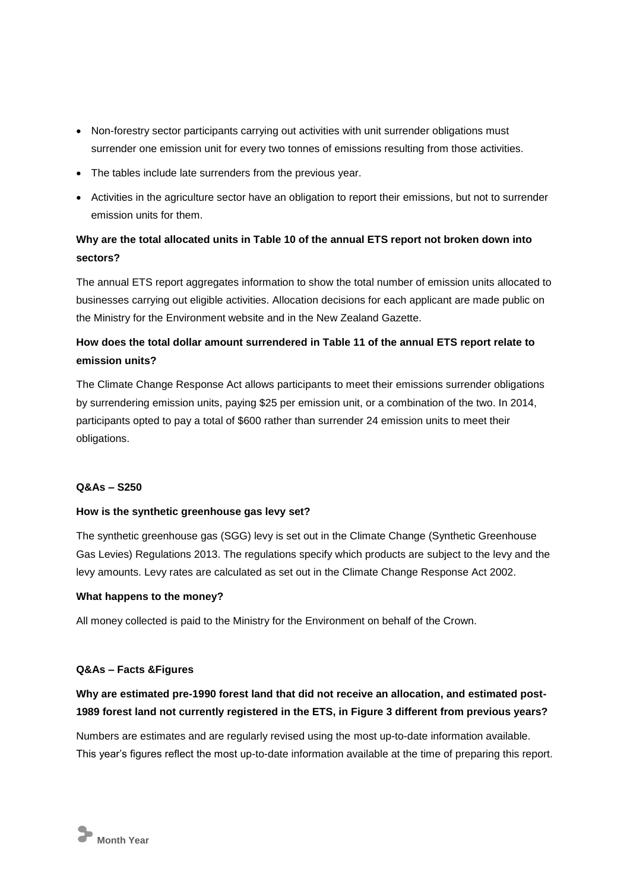- Non-forestry sector participants carrying out activities with unit surrender obligations must surrender one emission unit for every two tonnes of emissions resulting from those activities.
- The tables include late surrenders from the previous year.
- Activities in the agriculture sector have an obligation to report their emissions, but not to surrender emission units for them.

**Why are the total allocated units in Table 10 of the annual ETS report not broken down into sectors?**

The annual ETS report aggregates information to show the total number of emission units allocated to businesses carrying out eligible activities. Allocation decisions for each applicant are made public on the Ministry for the Environment website and in the New Zealand Gazette.

**How does the total dollar amount surrendered in Table 11 of the annual ETS report relate to emission units?**

The Climate Change Response Act allows participants to meet their emissions surrender obligations by surrendering emission units, paying $25 per emission unit, or a combination of the two. In 2014, participants opted to pay a total of $600 rather than surrender 24 emission units to meet their obligations.

**Q&As – S250**

**How is the synthetic greenhouse gas levy set?**

The synthetic greenhouse gas (SGG) levy is set out in the Climate Change (Synthetic Greenhouse Gas Levies) Regulations 2013. The regulations specify which products are subject to the levy and the levy amounts. Levy rates are calculated as set out in the Climate Change Response Act 2002.

**What happens to the money?**

All money collected is paid to the Ministry for the Environment on behalf of the Crown.

**Q&As – Facts &Figures**

**Why are estimated pre-1990 forest land that did not receive an allocation, and estimated post-1989 forest land not currently registered in the ETS, in Figure 3 different from previous years?**

Numbers are estimates and are regularly revised using the most up-to-date information available. This year's figures reflect the most up-to-date information available at the time of preparing this report.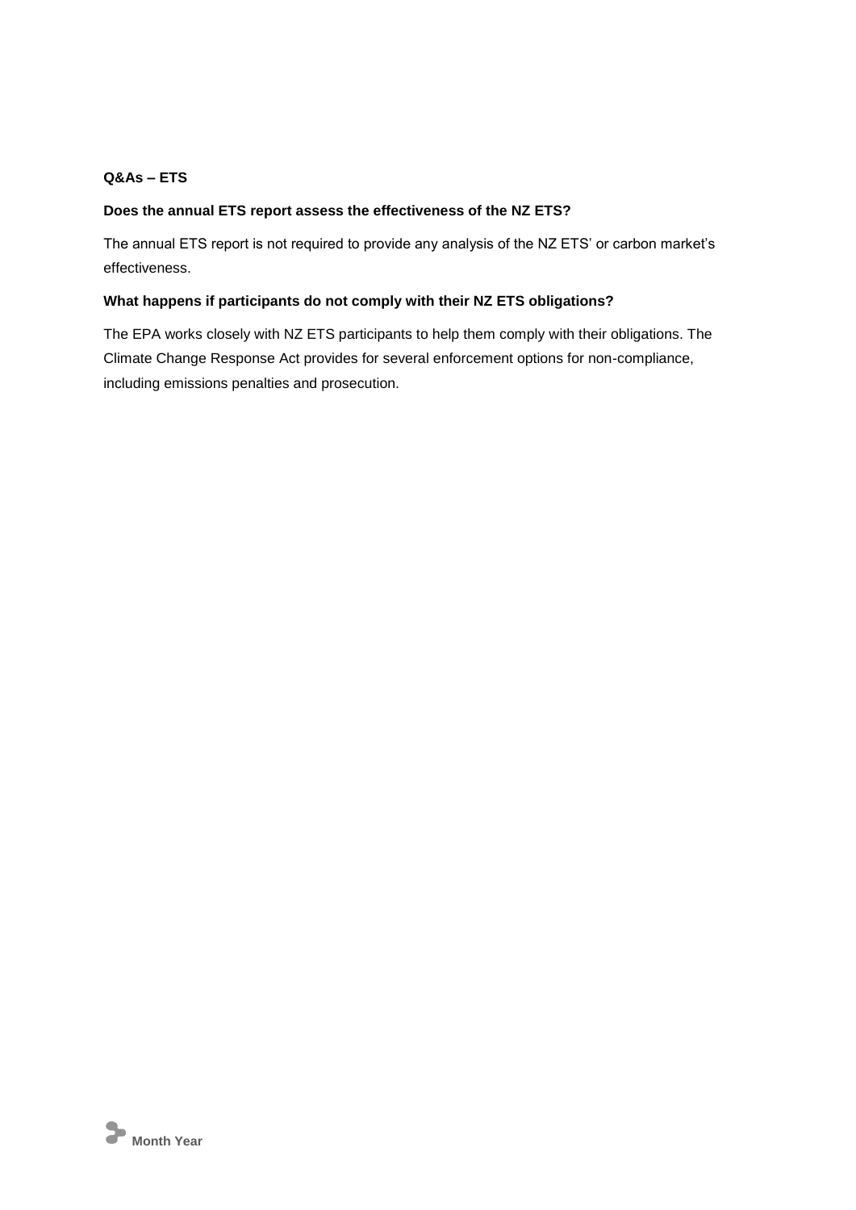**Q&As – ETS**

**Does the annual ETS report assess the effectiveness of the NZ ETS?**

The annual ETS report is not required to provide any analysis of the NZ ETS' or carbon market's effectiveness.

**What happens if participants do not comply with their NZ ETS obligations?**

The EPA works closely with NZ ETS participants to help them comply with their obligations. The Climate Change Response Act provides for several enforcement options for non-compliance, including emissions penalties and prosecution.